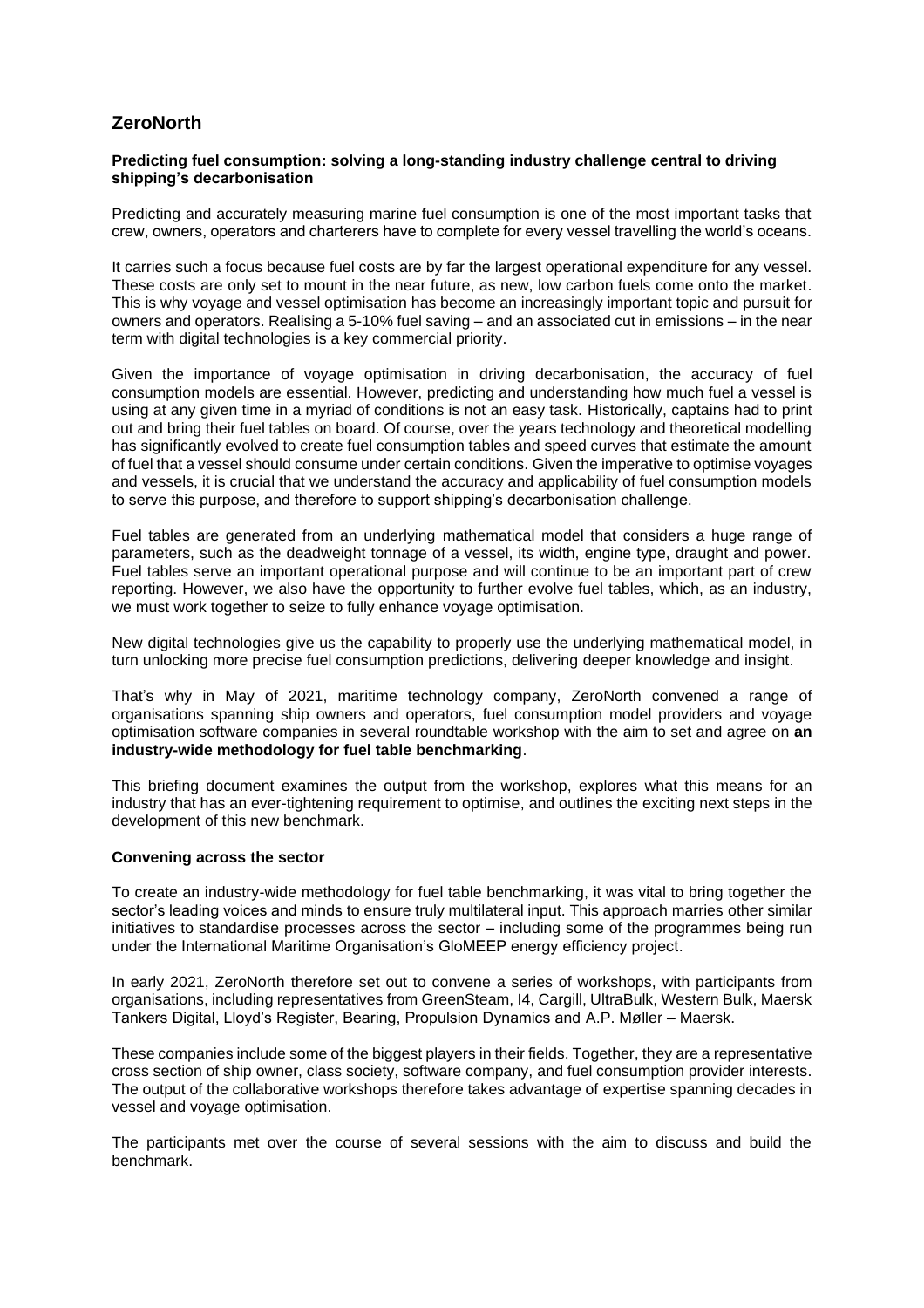# ZeroNorth

**Predicting fuel consumption: solving a long-standing industry challenge central to driving shipping's decarbonisation**

Predicting and accurately measuring marine fuel consumption is one of the most important tasks that crew, owners, operators and charterers have to complete for every vessel travelling the world's oceans.

It carries such a focus because fuel costs are by far the largest operational expenditure for any vessel. These costs are only set to mount in the near future, as new, low carbon fuels come onto the market. This is why voyage and vessel optimisation has become an increasingly important topic and pursuit for owners and operators. Realising a 5-10% fuel saving – and an associated cut in emissions – in the near term with digital technologies is a key commercial priority.

Given the importance of voyage optimisation in driving decarbonisation, the accuracy of fuel consumption models are essential. However, predicting and understanding how much fuel a vessel is using at any given time in a myriad of conditions is not an easy task. Historically, captains had to print out and bring their fuel tables on board. Of course, over the years technology and theoretical modelling has significantly evolved to create fuel consumption tables and speed curves that estimate the amount of fuel that a vessel should consume under certain conditions. Given the imperative to optimise voyages and vessels, it is crucial that we understand the accuracy and applicability of fuel consumption models to serve this purpose, and therefore to support shipping's decarbonisation challenge.

Fuel tables are generated from an underlying mathematical model that considers a huge range of parameters, such as the deadweight tonnage of a vessel, its width, engine type, draught and power. Fuel tables serve an important operational purpose and will continue to be an important part of crew reporting. However, we also have the opportunity to further evolve fuel tables, which, as an industry, we must work together to seize to fully enhance voyage optimisation.

New digital technologies give us the capability to properly use the underlying mathematical model, in turn unlocking more precise fuel consumption predictions, delivering deeper knowledge and insight.

That's why in May of 2021, maritime technology company, ZeroNorth convened a range of organisations spanning ship owners and operators, fuel consumption model providers and voyage optimisation software companies in several roundtable workshop with the aim to set and agree on **an industry-wide methodology for fuel table benchmarking**.

This briefing document examines the output from the workshop, explores what this means for an industry that has an ever-tightening requirement to optimise, and outlines the exciting next steps in the development of this new benchmark.

**Convening across the sector**

To create an industry-wide methodology for fuel table benchmarking, it was vital to bring together the sector's leading voices and minds to ensure truly multilateral input. This approach marries other similar initiatives to standardise processes across the sector – including some of the programmes being run under the International Maritime Organisation's GloMEEP energy efficiency project.

In early 2021, ZeroNorth therefore set out to convene a series of workshops, with participants from organisations, including representatives from GreenSteam, I4, Cargill, UltraBulk, Western Bulk, Maersk Tankers Digital, Lloyd's Register, Bearing, Propulsion Dynamics and A.P. Møller – Maersk.

These companies include some of the biggest players in their fields. Together, they are a representative cross section of ship owner, class society, software company, and fuel consumption provider interests. The output of the collaborative workshops therefore takes advantage of expertise spanning decades in vessel and voyage optimisation.

The participants met over the course of several sessions with the aim to discuss and build the benchmark.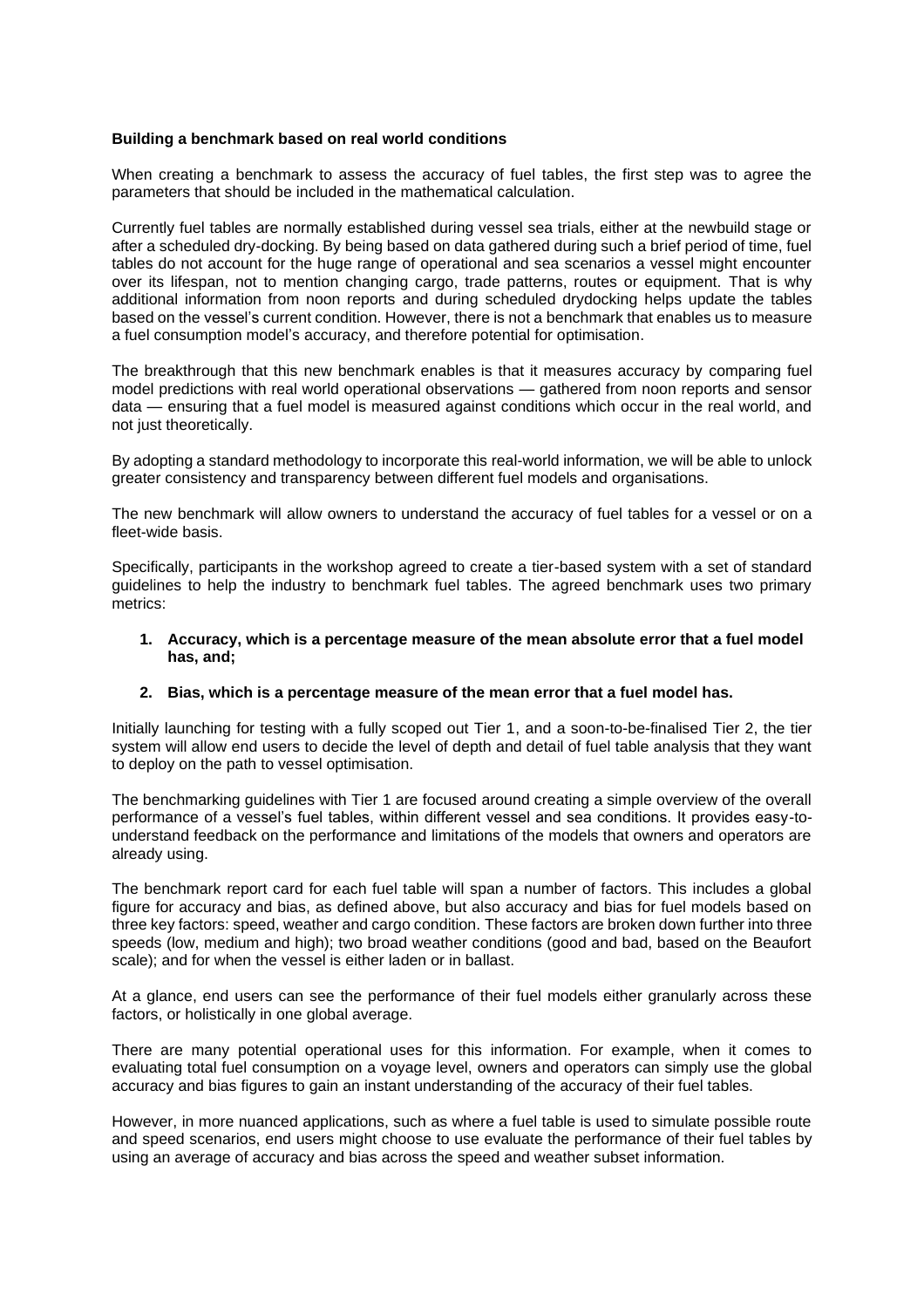**Building a benchmark based on real world conditions**

When creating a benchmark to assess the accuracy of fuel tables, the first step was to agree the parameters that should be included in the mathematical calculation.

Currently fuel tables are normally established during vessel sea trials, either at the newbuild stage or after a scheduled dry-docking. By being based on data gathered during such a brief period of time, fuel tables do not account for the huge range of operational and sea scenarios a vessel might encounter over its lifespan, not to mention changing cargo, trade patterns, routes or equipment. That is why additional information from noon reports and during scheduled drydocking helps update the tables based on the vessel's current condition. However, there is not a benchmark that enables us to measure a fuel consumption model's accuracy, and therefore potential for optimisation.

The breakthrough that this new benchmark enables is that it measures accuracy by comparing fuel model predictions with real world operational observations — gathered from noon reports and sensor data — ensuring that a fuel model is measured against conditions which occur in the real world, and not just theoretically.

By adopting a standard methodology to incorporate this real-world information, we will be able to unlock greater consistency and transparency between different fuel models and organisations.

The new benchmark will allow owners to understand the accuracy of fuel tables for a vessel or on a fleet-wide basis.

Specifically, participants in the workshop agreed to create a tier-based system with a set of standard guidelines to help the industry to benchmark fuel tables. The agreed benchmark uses two primary metrics:

1. **Accuracy, which is a percentage measure of the mean absolute error that a fuel model has, and;**

2. **Bias, which is a percentage measure of the mean error that a fuel model has.**

Initially launching for testing with a fully scoped out Tier 1, and a soon-to-be-finalised Tier 2, the tier system will allow end users to decide the level of depth and detail of fuel table analysis that they want to deploy on the path to vessel optimisation.

The benchmarking guidelines with Tier 1 are focused around creating a simple overview of the overall performance of a vessel's fuel tables, within different vessel and sea conditions. It provides easy-to-understand feedback on the performance and limitations of the models that owners and operators are already using.

The benchmark report card for each fuel table will span a number of factors. This includes a global figure for accuracy and bias, as defined above, but also accuracy and bias for fuel models based on three key factors: speed, weather and cargo condition. These factors are broken down further into three speeds (low, medium and high); two broad weather conditions (good and bad, based on the Beaufort scale); and for when the vessel is either laden or in ballast.

At a glance, end users can see the performance of their fuel models either granularly across these factors, or holistically in one global average.

There are many potential operational uses for this information. For example, when it comes to evaluating total fuel consumption on a voyage level, owners and operators can simply use the global accuracy and bias figures to gain an instant understanding of the accuracy of their fuel tables.

However, in more nuanced applications, such as where a fuel table is used to simulate possible route and speed scenarios, end users might choose to use evaluate the performance of their fuel tables by using an average of accuracy and bias across the speed and weather subset information.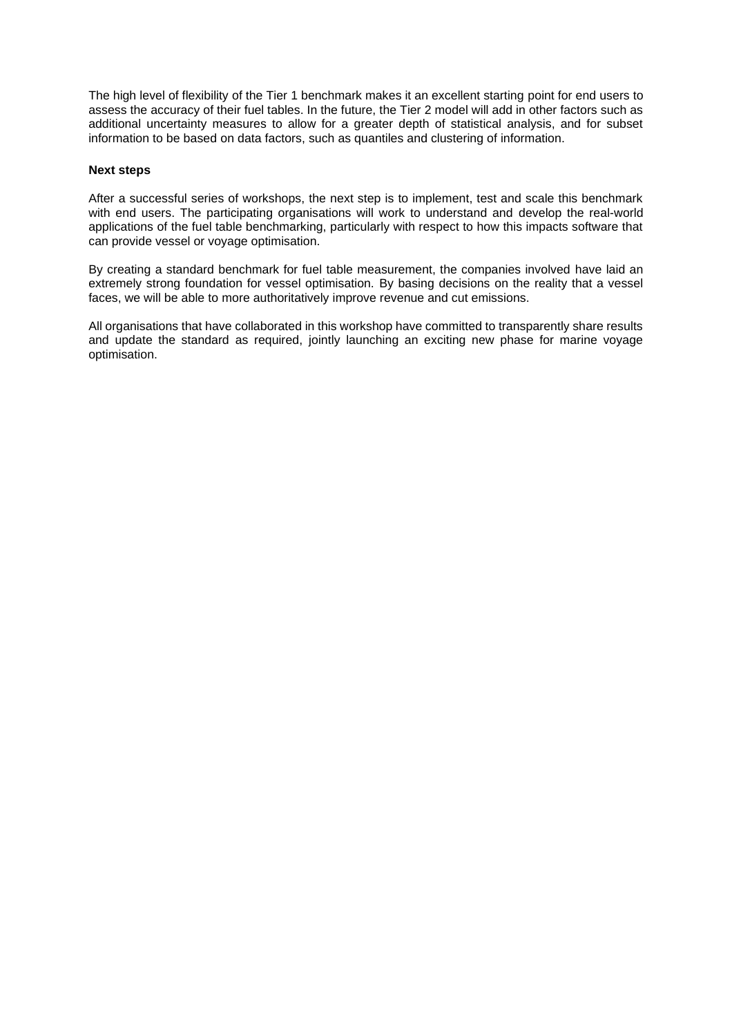The high level of flexibility of the Tier 1 benchmark makes it an excellent starting point for end users to assess the accuracy of their fuel tables. In the future, the Tier 2 model will add in other factors such as additional uncertainty measures to allow for a greater depth of statistical analysis, and for subset information to be based on data factors, such as quantiles and clustering of information.

**Next steps**

After a successful series of workshops, the next step is to implement, test and scale this benchmark with end users. The participating organisations will work to understand and develop the real-world applications of the fuel table benchmarking, particularly with respect to how this impacts software that can provide vessel or voyage optimisation.

By creating a standard benchmark for fuel table measurement, the companies involved have laid an extremely strong foundation for vessel optimisation. By basing decisions on the reality that a vessel faces, we will be able to more authoritatively improve revenue and cut emissions.

All organisations that have collaborated in this workshop have committed to transparently share results and update the standard as required, jointly launching an exciting new phase for marine voyage optimisation.